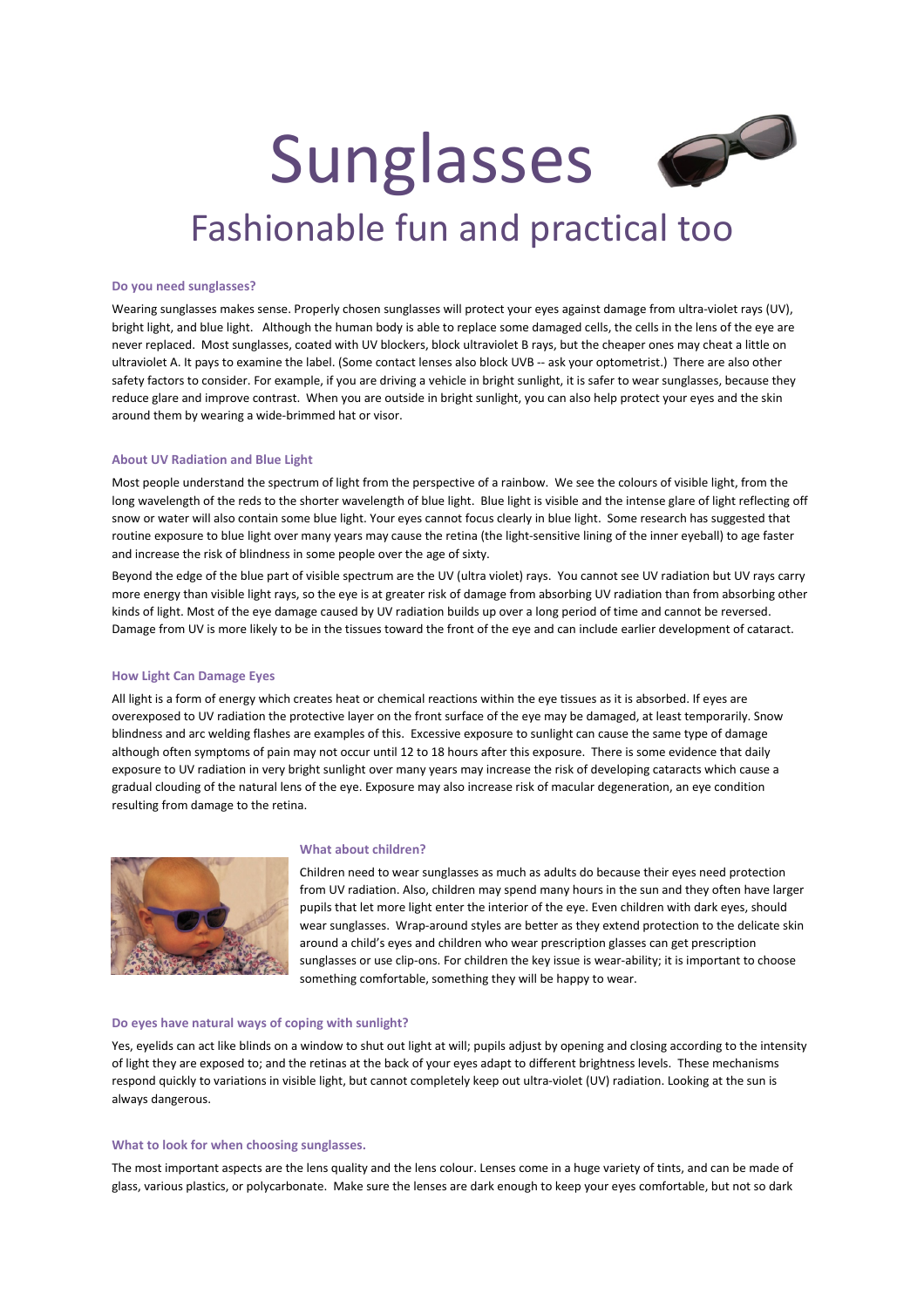# Sunglasses

## Fashionable fun and practical too

### Do you need sunglasses?

Wearing sunglasses makes sense. Properly chosen sunglasses will protect your eyes against damage from ultra-violet rays (UV), bright light, and blue light. Although the human body is able to replace some damaged cells, the cells in the lens of the eye are never replaced. Most sunglasses, coated with UV blockers, block ultraviolet B rays, but the cheaper ones may cheat a little on ultraviolet A. It pays to examine the label. (Some contact lenses also block UVB -- ask your optometrist.) There are also other safety factors to consider. For example, if you are driving a vehicle in bright sunlight, it is safer to wear sunglasses, because they reduce glare and improve contrast. When you are outside in bright sunlight, you can also help protect your eyes and the skin around them by wearing a wide-brimmed hat or visor.

### About UV Radiation and Blue Light

Most people understand the spectrum of light from the perspective of a rainbow. We see the colours of visible light, from the long wavelength of the reds to the shorter wavelength of blue light. Blue light is visible and the intense glare of light reflecting off snow or water will also contain some blue light. Your eyes cannot focus clearly in blue light. Some research has suggested that routine exposure to blue light over many years may cause the retina (the light-sensitive lining of the inner eyeball) to age faster and increase the risk of blindness in some people over the age of sixty.

Beyond the edge of the blue part of visible spectrum are the UV (ultra violet) rays. You cannot see UV radiation but UV rays carry more energy than visible light rays, so the eye is at greater risk of damage from absorbing UV radiation than from absorbing other kinds of light. Most of the eye damage caused by UV radiation builds up over a long period of time and cannot be reversed. Damage from UV is more likely to be in the tissues toward the front of the eye and can include earlier development of cataract.

### How Light Can Damage Eyes

All light is a form of energy which creates heat or chemical reactions within the eye tissues as it is absorbed. If eyes are overexposed to UV radiation the protective layer on the front surface of the eye may be damaged, at least temporarily. Snow blindness and arc welding flashes are examples of this. Excessive exposure to sunlight can cause the same type of damage although often symptoms of pain may not occur until 12 to 18 hours after this exposure. There is some evidence that daily exposure to UV radiation in very bright sunlight over many years may increase the risk of developing cataracts which cause a gradual clouding of the natural lens of the eye. Exposure may also increase risk of macular degeneration, an eye condition resulting from damage to the retina.

### What about children?

Children need to wear sunglasses as much as adults do because their eyes need protection from UV radiation. Also, children may spend many hours in the sun and they often have larger pupils that let more light enter the interior of the eye. Even children with dark eyes, should wear sunglasses. Wrap-around styles are better as they extend protection to the delicate skin around a child's eyes and children who wear prescription glasses can get prescription sunglasses or use clip-ons. For children the key issue is wear-ability; it is important to choose something comfortable, something they will be happy to wear.

### Do eyes have natural ways of coping with sunlight?

Yes, eyelids can act like blinds on a window to shut out light at will; pupils adjust by opening and closing according to the intensity of light they are exposed to; and the retinas at the back of your eyes adapt to different brightness levels. These mechanisms respond quickly to variations in visible light, but cannot completely keep out ultra-violet (UV) radiation. Looking at the sun is always dangerous.

### What to look for when choosing sunglasses.

The most important aspects are the lens quality and the lens colour. Lenses come in a huge variety of tints, and can be made of glass, various plastics, or polycarbonate. Make sure the lenses are dark enough to keep your eyes comfortable, but not so dark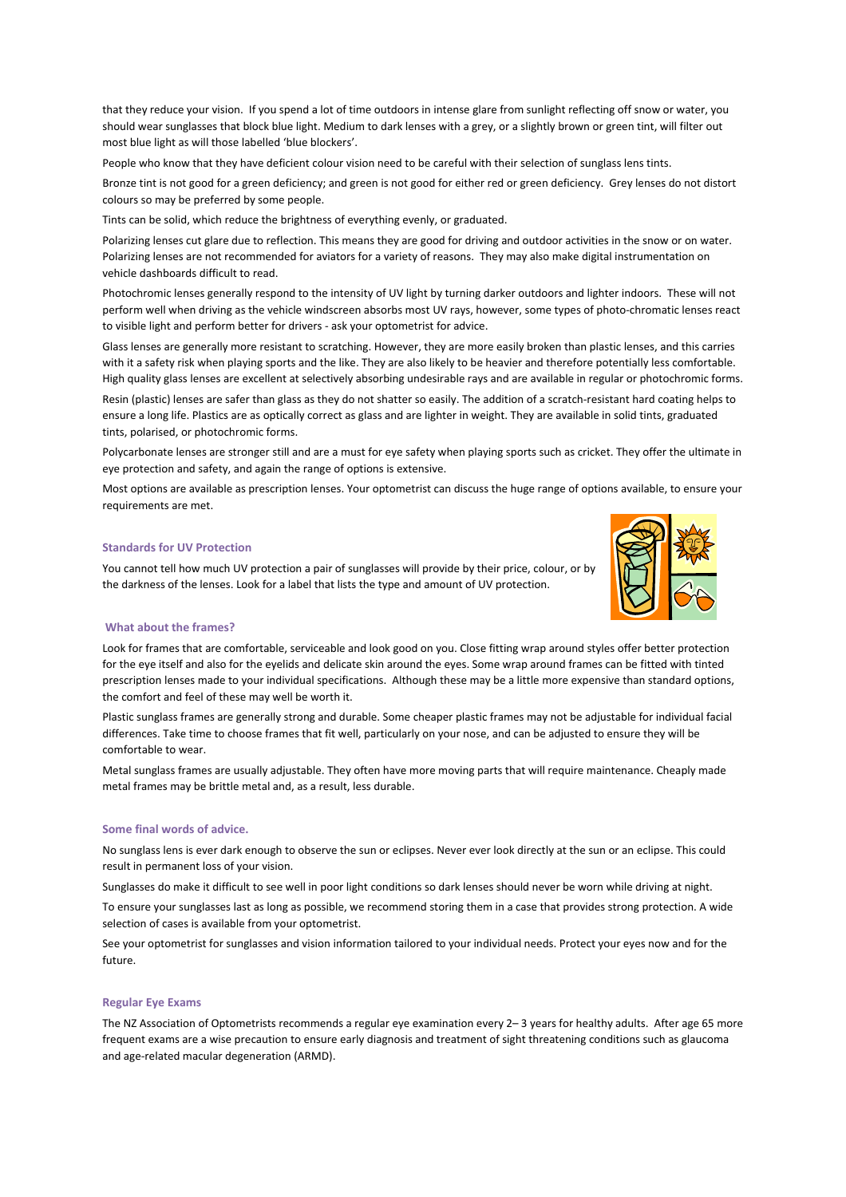that they reduce your vision. If you spend a lot of time outdoors in intense glare from sunlight reflecting off snow or water, you should wear sunglasses that block blue light. Medium to dark lenses with a grey, or a slightly brown or green tint, will filter out most blue light as will those labelled 'blue blockers'.

People who know that they have deficient colour vision need to be careful with their selection of sunglass lens tints.

Bronze tint is not good for a green deficiency; and green is not good for either red or green deficiency. Grey lenses do not distort colours so may be preferred by some people.

Tints can be solid, which reduce the brightness of everything evenly, or graduated.

Polarizing lenses cut glare due to reflection. This means they are good for driving and outdoor activities in the snow or on water. Polarizing lenses are not recommended for aviators for a variety of reasons. They may also make digital instrumentation on vehicle dashboards difficult to read.

Photochromic lenses generally respond to the intensity of UV light by turning darker outdoors and lighter indoors. These will not perform well when driving as the vehicle windscreen absorbs most UV rays, however, some types of photo-chromatic lenses react to visible light and perform better for drivers - ask your optometrist for advice.

Glass lenses are generally more resistant to scratching. However, they are more easily broken than plastic lenses, and this carries with it a safety risk when playing sports and the like. They are also likely to be heavier and therefore potentially less comfortable. High quality glass lenses are excellent at selectively absorbing undesirable rays and are available in regular or photochromic forms.

Resin (plastic) lenses are safer than glass as they do not shatter so easily. The addition of a scratch-resistant hard coating helps to ensure a long life. Plastics are as optically correct as glass and are lighter in weight. They are available in solid tints, graduated tints, polarised, or photochromic forms.

Polycarbonate lenses are stronger still and are a must for eye safety when playing sports such as cricket. They offer the ultimate in eye protection and safety, and again the range of options is extensive.

Most options are available as prescription lenses. Your optometrist can discuss the huge range of options available, to ensure your requirements are met.

### Standards for UV Protection

You cannot tell how much UV protection a pair of sunglasses will provide by their price, colour, or by the darkness of the lenses. Look for a label that lists the type and amount of UV protection.

### What about the frames?

Look for frames that are comfortable, serviceable and look good on you. Close fitting wrap around styles offer better protection for the eye itself and also for the eyelids and delicate skin around the eyes. Some wrap around frames can be fitted with tinted prescription lenses made to your individual specifications. Although these may be a little more expensive than standard options, the comfort and feel of these may well be worth it.

Plastic sunglass frames are generally strong and durable. Some cheaper plastic frames may not be adjustable for individual facial differences. Take time to choose frames that fit well, particularly on your nose, and can be adjusted to ensure they will be comfortable to wear.

Metal sunglass frames are usually adjustable. They often have more moving parts that will require maintenance. Cheaply made metal frames may be brittle metal and, as a result, less durable.

### Some final words of advice.

No sunglass lens is ever dark enough to observe the sun or eclipses. Never ever look directly at the sun or an eclipse. This could result in permanent loss of your vision.

Sunglasses do make it difficult to see well in poor light conditions so dark lenses should never be worn while driving at night.

To ensure your sunglasses last as long as possible, we recommend storing them in a case that provides strong protection. A wide selection of cases is available from your optometrist.

See your optometrist for sunglasses and vision information tailored to your individual needs. Protect your eyes now and for the future.

### Regular Eye Exams

The NZ Association of Optometrists recommends a regular eye examination every 2– 3 years for healthy adults. After age 65 more frequent exams are a wise precaution to ensure early diagnosis and treatment of sight threatening conditions such as glaucoma and age-related macular degeneration (ARMD).